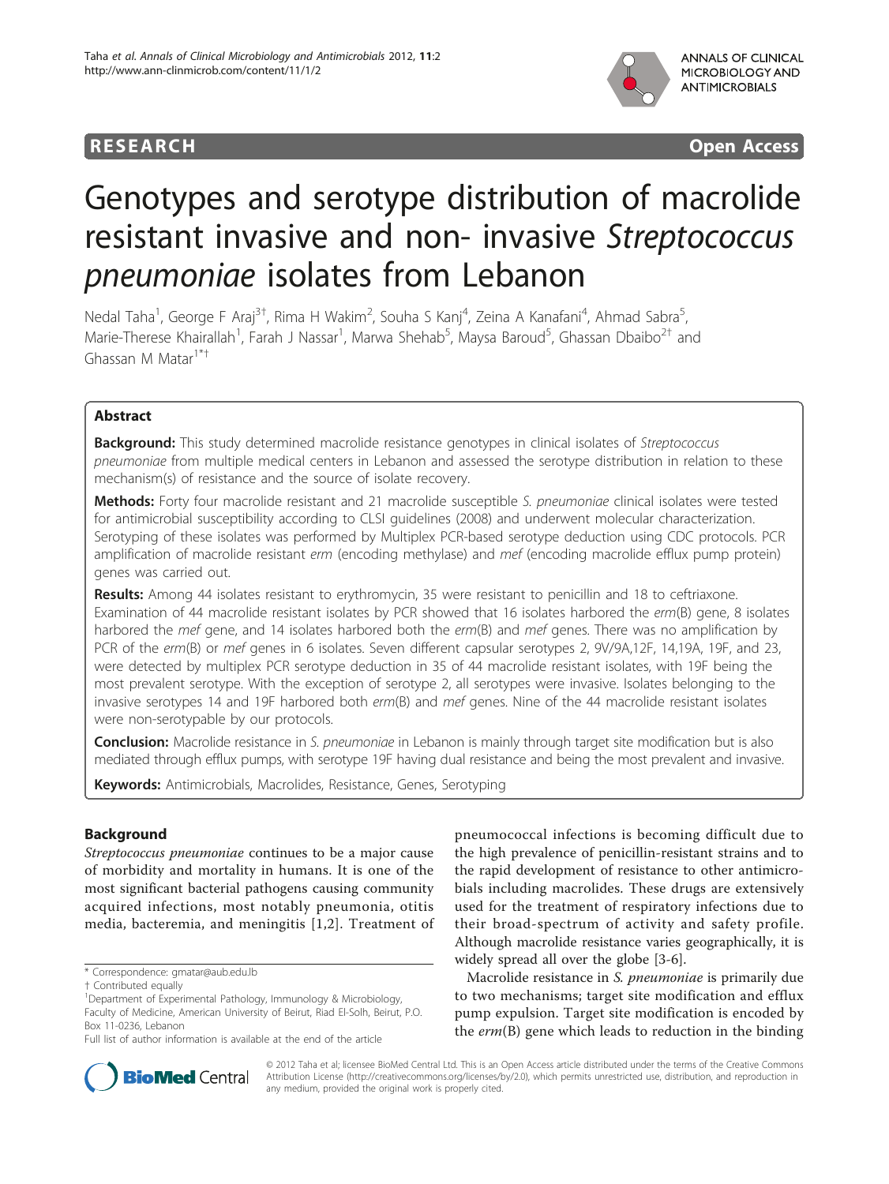RESEARCH Open Access

# Genotypes and serotype distribution of macrolide resistant invasive and non- invasive *Streptococcus pneumoniae* isolates from Lebanon

Nedal Taha[1], George F Araj[3†], Rima H Wakim[2], Souha S Kanj[4], Zeina A Kanafani[4], Ahmad Sabra[5], Marie-Therese Khairallah[1], Farah J Nassar[1], Marwa Shehab[5], Maysa Baroud[5], Ghassan Dbaibo[2†] and Ghassan M Matar[1*†]

## Abstract

**Background:** This study determined macrolide resistance genotypes in clinical isolates of *Streptococcus pneumoniae* from multiple medical centers in Lebanon and assessed the serotype distribution in relation to these mechanism(s) of resistance and the source of isolate recovery.

**Methods:** Forty four macrolide resistant and 21 macrolide susceptible *S. pneumoniae* clinical isolates were tested for antimicrobial susceptibility according to CLSI guidelines (2008) and underwent molecular characterization. Serotyping of these isolates was performed by Multiplex PCR-based serotype deduction using CDC protocols. PCR amplification of macrolide resistant *erm* (encoding methylase) and *mef* (encoding macrolide efflux pump protein) genes was carried out.

**Results:** Among 44 isolates resistant to erythromycin, 35 were resistant to penicillin and 18 to ceftriaxone. Examination of 44 macrolide resistant isolates by PCR showed that 16 isolates harbored the *erm*(B) gene, 8 isolates harbored the *mef* gene, and 14 isolates harbored both the *erm*(B) and *mef* genes. There was no amplification by PCR of the *erm*(B) or *mef* genes in 6 isolates. Seven different capsular serotypes 2, 9V/9A,12F, 14,19A, 19F, and 23, were detected by multiplex PCR serotype deduction in 35 of 44 macrolide resistant isolates, with 19F being the most prevalent serotype. With the exception of serotype 2, all serotypes were invasive. Isolates belonging to the invasive serotypes 14 and 19F harbored both *erm*(B) and *mef* genes. Nine of the 44 macrolide resistant isolates were non-serotypable by our protocols.

**Conclusion:** Macrolide resistance in *S. pneumoniae* in Lebanon is mainly through target site modification but is also mediated through efflux pumps, with serotype 19F having dual resistance and being the most prevalent and invasive.

**Keywords:** Antimicrobials, Macrolides, Resistance, Genes, Serotyping

## Background

*Streptococcus pneumoniae* continues to be a major cause of morbidity and mortality in humans. It is one of the most significant bacterial pathogens causing community acquired infections, most notably pneumonia, otitis media, bacteremia, and meningitis [1,2]. Treatment of pneumococcal infections is becoming difficult due to the high prevalence of penicillin-resistant strains and to the rapid development of resistance to other antimicrobials including macrolides. These drugs are extensively used for the treatment of respiratory infections due to their broad-spectrum of activity and safety profile. Although macrolide resistance varies geographically, it is widely spread all over the globe [3-6].

Macrolide resistance in *S. pneumoniae* is primarily due to two mechanisms; target site modification and efflux pump expulsion. Target site modification is encoded by the *erm*(B) gene which leads to reduction in the binding

\* Correspondence: gmatar@aub.edu.lb
† Contributed equally
[1]Department of Experimental Pathology, Immunology & Microbiology, Faculty of Medicine, American University of Beirut, Riad El-Solh, Beirut, P.O. Box 11-0236, Lebanon
Full list of author information is available at the end of the article

© 2012 Taha et al; licensee BioMed Central Ltd. This is an Open Access article distributed under the terms of the Creative Commons Attribution License (http://creativecommons.org/licenses/by/2.0), which permits unrestricted use, distribution, and reproduction in any medium, provided the original work is properly cited.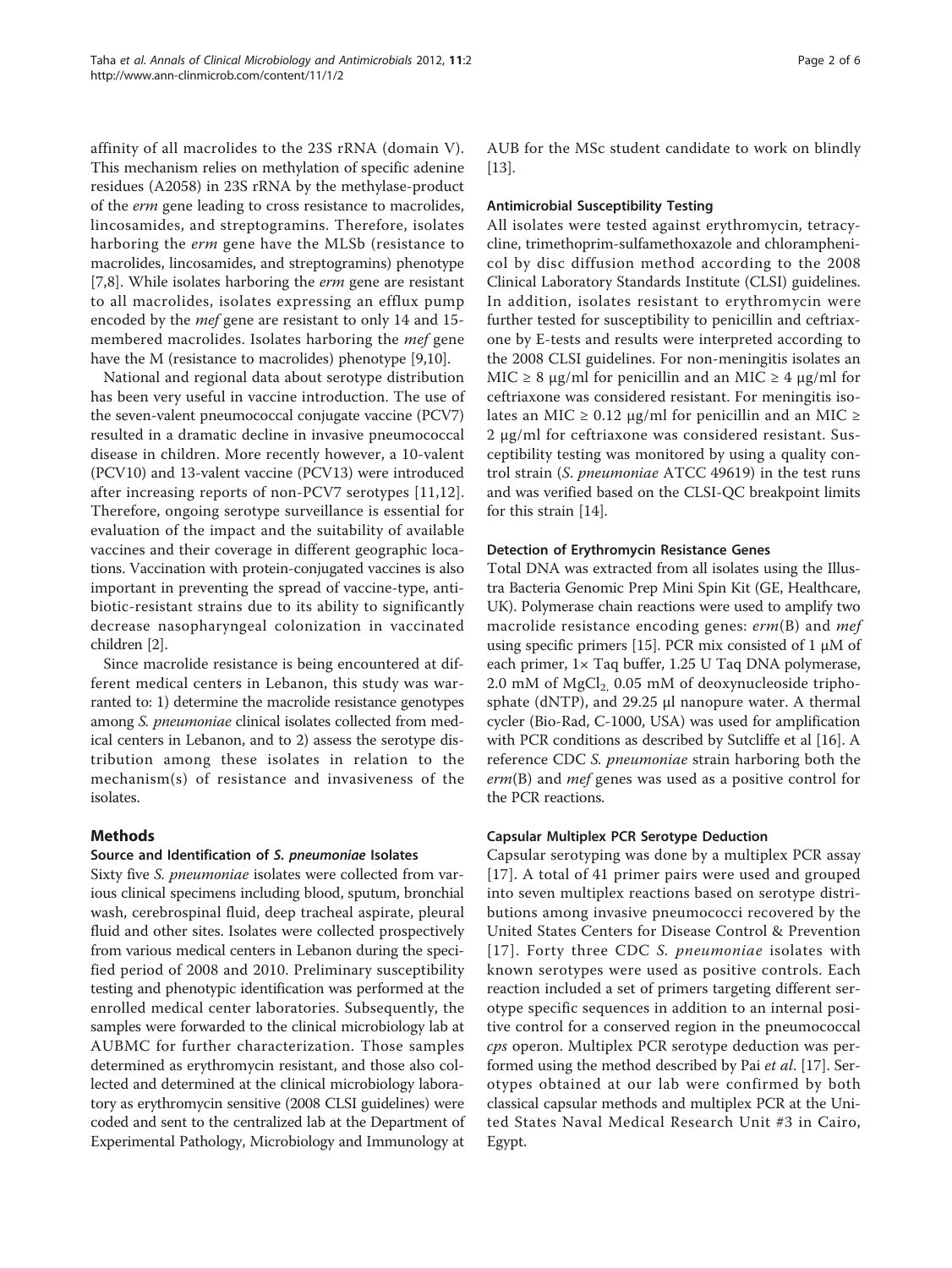affinity of all macrolides to the 23S rRNA (domain V). This mechanism relies on methylation of specific adenine residues (A2058) in 23S rRNA by the methylase-product of the *erm* gene leading to cross resistance to macrolides, lincosamides, and streptogramins. Therefore, isolates harboring the *erm* gene have the MLSb (resistance to macrolides, lincosamides, and streptogramins) phenotype [7,8]. While isolates harboring the *erm* gene are resistant to all macrolides, isolates expressing an efflux pump encoded by the *mef* gene are resistant to only 14 and 15-membered macrolides. Isolates harboring the *mef* gene have the M (resistance to macrolides) phenotype [9,10].

National and regional data about serotype distribution has been very useful in vaccine introduction. The use of the seven-valent pneumococcal conjugate vaccine (PCV7) resulted in a dramatic decline in invasive pneumococcal disease in children. More recently however, a 10-valent (PCV10) and 13-valent vaccine (PCV13) were introduced after increasing reports of non-PCV7 serotypes [11,12]. Therefore, ongoing serotype surveillance is essential for evaluation of the impact and the suitability of available vaccines and their coverage in different geographic locations. Vaccination with protein-conjugated vaccines is also important in preventing the spread of vaccine-type, antibiotic-resistant strains due to its ability to significantly decrease nasopharyngeal colonization in vaccinated children [2].

Since macrolide resistance is being encountered at different medical centers in Lebanon, this study was warranted to: 1) determine the macrolide resistance genotypes among *S. pneumoniae* clinical isolates collected from medical centers in Lebanon, and to 2) assess the serotype distribution among these isolates in relation to the mechanism(s) of resistance and invasiveness of the isolates.

## Methods

### Source and Identification of *S. pneumoniae* Isolates

Sixty five *S. pneumoniae* isolates were collected from various clinical specimens including blood, sputum, bronchial wash, cerebrospinal fluid, deep tracheal aspirate, pleural fluid and other sites. Isolates were collected prospectively from various medical centers in Lebanon during the specified period of 2008 and 2010. Preliminary susceptibility testing and phenotypic identification was performed at the enrolled medical center laboratories. Subsequently, the samples were forwarded to the clinical microbiology lab at AUBMC for further characterization. Those samples determined as erythromycin resistant, and those also collected and determined at the clinical microbiology laboratory as erythromycin sensitive (2008 CLSI guidelines) were coded and sent to the centralized lab at the Department of Experimental Pathology, Microbiology and Immunology at AUB for the MSc student candidate to work on blindly [13].

### Antimicrobial Susceptibility Testing

All isolates were tested against erythromycin, tetracycline, trimethoprim-sulfamethoxazole and chloramphenicol by disc diffusion method according to the 2008 Clinical Laboratory Standards Institute (CLSI) guidelines. In addition, isolates resistant to erythromycin were further tested for susceptibility to penicillin and ceftriaxone by E-tests and results were interpreted according to the 2008 CLSI guidelines. For non-meningitis isolates an MIC $\geq$ 8 μg/ml for penicillin and an MIC $\geq$ 4 μg/ml for ceftriaxone was considered resistant. For meningitis isolates an MIC $\geq$ 0.12 μg/ml for penicillin and an MIC $\geq$ 2 μg/ml for ceftriaxone was considered resistant. Susceptibility testing was monitored by using a quality control strain (*S. pneumoniae* ATCC 49619) in the test runs and was verified based on the CLSI-QC breakpoint limits for this strain [14].

### Detection of Erythromycin Resistance Genes

Total DNA was extracted from all isolates using the Illustra Bacteria Genomic Prep Mini Spin Kit (GE, Healthcare, UK). Polymerase chain reactions were used to amplify two macrolide resistance encoding genes: *erm*(B) and *mef* using specific primers [15]. PCR mix consisted of 1 μM of each primer, 1× Taq buffer, 1.25 U Taq DNA polymerase, 2.0 mM of $MgCl_2$, 0.05 mM of deoxynucleoside triphosphate (dNTP), and 29.25 μl nanopure water. A thermal cycler (Bio-Rad, C-1000, USA) was used for amplification with PCR conditions as described by Sutcliffe et al [16]. A reference CDC *S. pneumoniae* strain harboring both the *erm*(B) and *mef* genes was used as a positive control for the PCR reactions.

### Capsular Multiplex PCR Serotype Deduction

Capsular serotyping was done by a multiplex PCR assay [17]. A total of 41 primer pairs were used and grouped into seven multiplex reactions based on serotype distributions among invasive pneumococci recovered by the United States Centers for Disease Control & Prevention [17]. Forty three CDC *S. pneumoniae* isolates with known serotypes were used as positive controls. Each reaction included a set of primers targeting different serotype specific sequences in addition to an internal positive control for a conserved region in the pneumococcal *cps* operon. Multiplex PCR serotype deduction was performed using the method described by Pai *et al*. [17]. Serotypes obtained at our lab were confirmed by both classical capsular methods and multiplex PCR at the United States Naval Medical Research Unit #3 in Cairo, Egypt.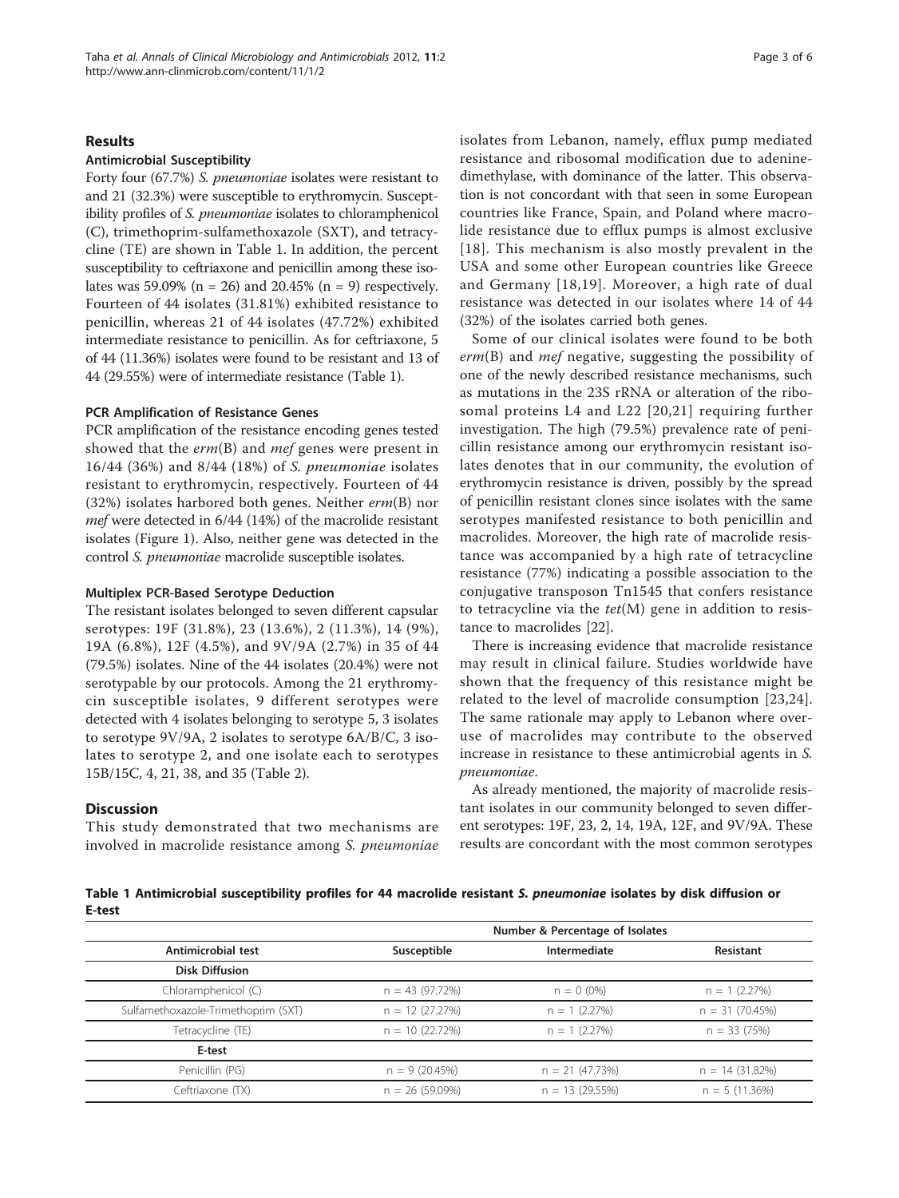## Results

### Antimicrobial Susceptibility

Forty four (67.7%) *S. pneumoniae* isolates were resistant to and 21 (32.3%) were susceptible to erythromycin. Susceptibility profiles of *S. pneumoniae* isolates to chloramphenicol (C), trimethoprim-sulfamethoxazole (SXT), and tetracycline (TE) are shown in Table 1. In addition, the percent susceptibility to ceftriaxone and penicillin among these isolates was 59.09% (n = 26) and 20.45% (n = 9) respectively. Fourteen of 44 isolates (31.81%) exhibited resistance to penicillin, whereas 21 of 44 isolates (47.72%) exhibited intermediate resistance to penicillin. As for ceftriaxone, 5 of 44 (11.36%) isolates were found to be resistant and 13 of 44 (29.55%) were of intermediate resistance (Table 1).

### PCR Amplification of Resistance Genes

PCR amplification of the resistance encoding genes tested showed that the *erm*(B) and *mef* genes were present in 16/44 (36%) and 8/44 (18%) of *S. pneumoniae* isolates resistant to erythromycin, respectively. Fourteen of 44 (32%) isolates harbored both genes. Neither *erm*(B) nor *mef* were detected in 6/44 (14%) of the macrolide resistant isolates (Figure 1). Also, neither gene was detected in the control *S. pneumoniae* macrolide susceptible isolates.

### Multiplex PCR-Based Serotype Deduction

The resistant isolates belonged to seven different capsular serotypes: 19F (31.8%), 23 (13.6%), 2 (11.3%), 14 (9%), 19A (6.8%), 12F (4.5%), and 9V/9A (2.7%) in 35 of 44 (79.5%) isolates. Nine of the 44 isolates (20.4%) were not serotypable by our protocols. Among the 21 erythromycin susceptible isolates, 9 different serotypes were detected with 4 isolates belonging to serotype 5, 3 isolates to serotype 9V/9A, 2 isolates to serotype 6A/B/C, 3 isolates to serotype 2, and one isolate each to serotypes 15B/15C, 4, 21, 38, and 35 (Table 2).

## Discussion

This study demonstrated that two mechanisms are involved in macrolide resistance among *S. pneumoniae* isolates from Lebanon, namely, efflux pump mediated resistance and ribosomal modification due to adenine-dimethylase, with dominance of the latter. This observation is not concordant with that seen in some European countries like France, Spain, and Poland where macrolide resistance due to efflux pumps is almost exclusive [18]. This mechanism is also mostly prevalent in the USA and some other European countries like Greece and Germany [18,19]. Moreover, a high rate of dual resistance was detected in our isolates where 14 of 44 (32%) of the isolates carried both genes.

Some of our clinical isolates were found to be both *erm*(B) and *mef* negative, suggesting the possibility of one of the newly described resistance mechanisms, such as mutations in the 23S rRNA or alteration of the ribosomal proteins L4 and L22 [20,21] requiring further investigation. The high (79.5%) prevalence rate of penicillin resistance among our erythromycin resistant isolates denotes that in our community, the evolution of erythromycin resistance is driven, possibly by the spread of penicillin resistant clones since isolates with the same serotypes manifested resistance to both penicillin and macrolides. Moreover, the high rate of macrolide resistance was accompanied by a high rate of tetracycline resistance (77%) indicating a possible association to the conjugative transposon Tn1545 that confers resistance to tetracycline via the *tet*(M) gene in addition to resistance to macrolides [22].

There is increasing evidence that macrolide resistance may result in clinical failure. Studies worldwide have shown that the frequency of this resistance might be related to the level of macrolide consumption [23,24]. The same rationale may apply to Lebanon where overuse of macrolides may contribute to the observed increase in resistance to these antimicrobial agents in *S. pneumoniae*.

As already mentioned, the majority of macrolide resistant isolates in our community belonged to seven different serotypes: 19F, 23, 2, 14, 19A, 12F, and 9V/9A. These results are concordant with the most common serotypes

**Table 1 Antimicrobial susceptibility profiles for 44 macrolide resistant *S. pneumoniae* isolates by disk diffusion or E-test**

| | Number & Percentage of Isolates | | |
|---|---|---|---|
| **Antimicrobial test** | **Susceptible** | **Intermediate** | **Resistant** |
| **Disk Diffusion** | | | |
| Chloramphenicol (C) | n = 43 (97.72%) | n = 0 (0%) | n = 1 (2.27%) |
| Sulfamethoxazole-Trimethoprim (SXT) | n = 12 (27.27%) | n = 1 (2.27%) | n = 31 (70.45%) |
| Tetracycline (TE) | n = 10 (22.72%) | n = 1 (2.27%) | n = 33 (75%) |
| **E-test** | | | |
| Penicillin (PG) | n = 9 (20.45%) | n = 21 (47.73%) | n = 14 (31.82%) |
| Ceftriaxone (TX) | n = 26 (59.09%) | n = 13 (29.55%) | n = 5 (11.36%) |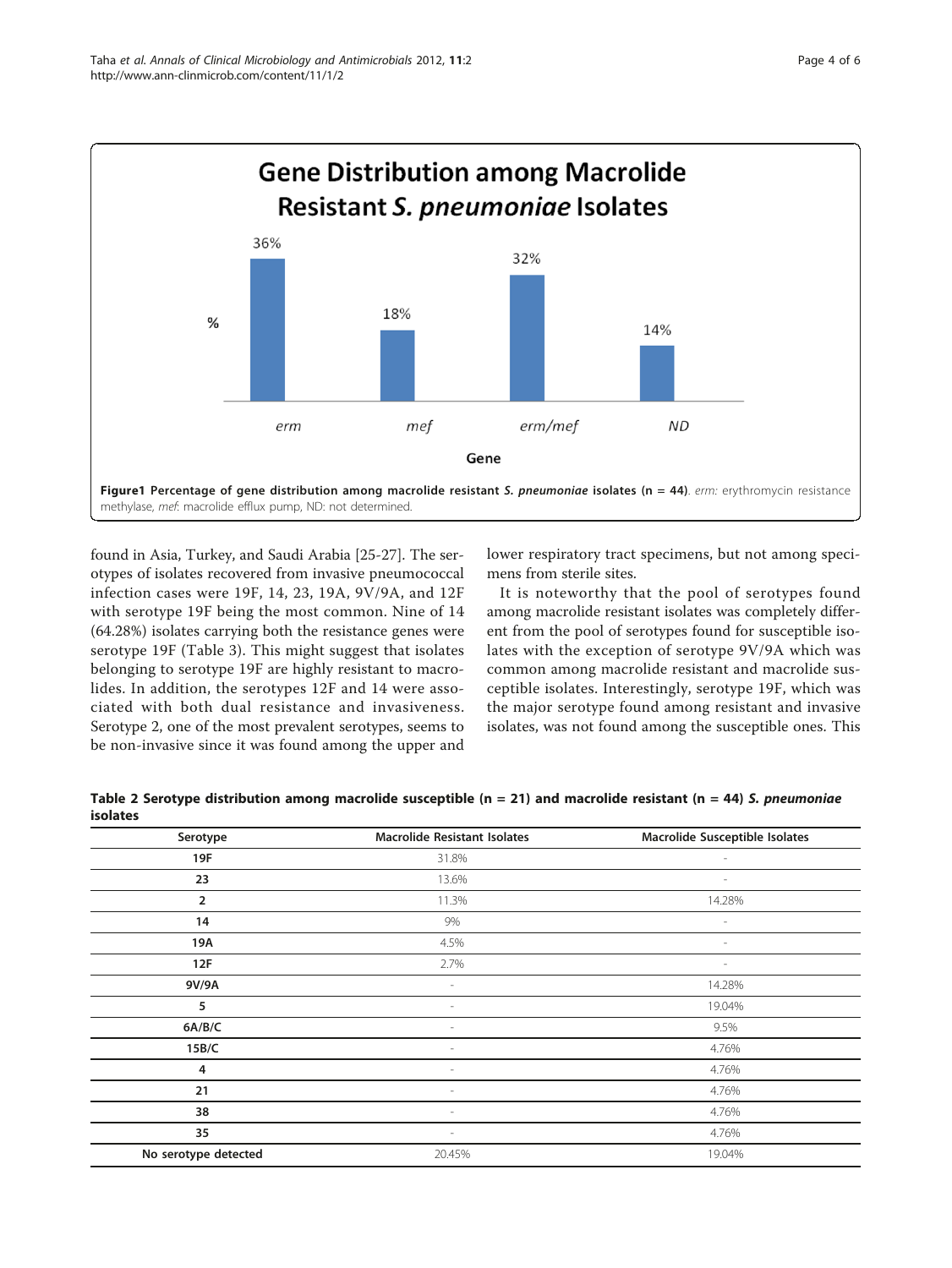**Figure1 Percentage of gene distribution among macrolide resistant *S. pneumoniae* isolates (n = 44).** *erm:* erythromycin resistance methylase, *mef*: macrolide efflux pump, ND: not determined.

found in Asia, Turkey, and Saudi Arabia [25-27]. The serotypes of isolates recovered from invasive pneumococcal infection cases were 19F, 14, 23, 19A, 9V/9A, and 12F with serotype 19F being the most common. Nine of 14 (64.28%) isolates carrying both the resistance genes were serotype 19F (Table 3). This might suggest that isolates belonging to serotype 19F are highly resistant to macrolides. In addition, the serotypes 12F and 14 were associated with both dual resistance and invasiveness. Serotype 2, one of the most prevalent serotypes, seems to be non-invasive since it was found among the upper and lower respiratory tract specimens, but not among specimens from sterile sites.

It is noteworthy that the pool of serotypes found among macrolide resistant isolates was completely different from the pool of serotypes found for susceptible isolates with the exception of serotype 9V/9A which was common among macrolide resistant and macrolide susceptible isolates. Interestingly, serotype 19F, which was the major serotype found among resistant and invasive isolates, was not found among the susceptible ones. This

**Table 2 Serotype distribution among macrolide susceptible (n = 21) and macrolide resistant (n = 44) *S. pneumoniae* isolates**

| Serotype | Macrolide Resistant Isolates | Macrolide Susceptible Isolates |
|---|---|---|
| 19F | 31.8% | - |
| 23 | 13.6% | - |
| 2 | 11.3% | 14.28% |
| 14 | 9% | - |
| 19A | 4.5% | - |
| 12F | 2.7% | - |
| 9V/9A | - | 14.28% |
| 5 | - | 19.04% |
| 6A/B/C | - | 9.5% |
| 15B/C | - | 4.76% |
| 4 | - | 4.76% |
| 21 | - | 4.76% |
| 38 | - | 4.76% |
| 35 | - | 4.76% |
| No serotype detected | 20.45% | 19.04% |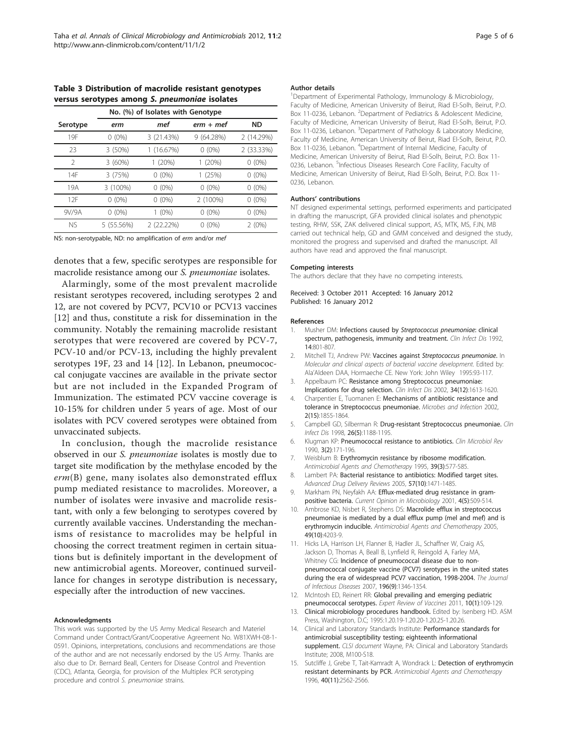**Table 3 Distribution of macrolide resistant genotypes versus serotypes among *S. pneumoniae* isolates**

| | No. (%) of Isolates with Genotype | | | |
|---|---|---|---|---|
| Serotype | *erm* | *mef* | *erm + mef* | ND |
| 19F | 0 (0%) | 3 (21.43%) | 9 (64.28%) | 2 (14.29%) |
| 23 | 3 (50%) | 1 (16.67%) | 0 (0%) | 2 (33.33%) |
| 2 | 3 (60%) | 1 (20%) | 1 (20%) | 0 (0%) |
| 14F | 3 (75%) | 0 (0%) | 1 (25%) | 0 (0%) |
| 19A | 3 (100%) | 0 (0%) | 0 (0%) | 0 (0%) |
| 12F | 0 (0%) | 0 (0%) | 2 (100%) | 0 (0%) |
| 9V/9A | 0 (0%) | 1 (0%) | 0 (0%) | 0 (0%) |
| NS | 5 (55.56%) | 2 (22.22%) | 0 (0%) | 2 (0%) |

NS: non-serotypable, ND: no amplification of *erm* and/or *mef*

denotes that a few, specific serotypes are responsible for macrolide resistance among our *S. pneumoniae* isolates.

Alarmingly, some of the most prevalent macrolide resistant serotypes recovered, including serotypes 2 and 12, are not covered by PCV7, PCV10 or PCV13 vaccines [12] and thus, constitute a risk for dissemination in the community. Notably the remaining macrolide resistant serotypes that were recovered are covered by PCV-7, PCV-10 and/or PCV-13, including the highly prevalent serotypes 19F, 23 and 14 [12]. In Lebanon, pneumococcal conjugate vaccines are available in the private sector but are not included in the Expanded Program of Immunization. The estimated PCV vaccine coverage is 10-15% for children under 5 years of age. Most of our isolates with PCV covered serotypes were obtained from unvaccinated subjects.

In conclusion, though the macrolide resistance observed in our *S. pneumoniae* isolates is mostly due to target site modification by the methylase encoded by the *erm*(B) gene, many isolates also demonstrated efflux pump mediated resistance to macrolides. Moreover, a number of isolates were invasive and macrolide resistant, with only a few belonging to serotypes covered by currently available vaccines. Understanding the mechanisms of resistance to macrolides may be helpful in choosing the correct treatment regimen in certain situations but is definitely important in the development of new antimicrobial agents. Moreover, continued surveillance for changes in serotype distribution is necessary, especially after the introduction of new vaccines.

#### Acknowledgments

This work was supported by the US Army Medical Research and Materiel Command under Contract/Grant/Cooperative Agreement No. W81XWH-08-1-0591. Opinions, interpretations, conclusions and recommendations are those of the author and are not necessarily endorsed by the US Army. Thanks are also due to Dr. Bernard Beall, Centers for Disease Control and Prevention (CDC), Atlanta, Georgia, for provision of the Multiplex PCR serotyping procedure and control *S. pneumoniae* strains.

#### Author details

[1]Department of Experimental Pathology, Immunology & Microbiology, Faculty of Medicine, American University of Beirut, Riad El-Solh, Beirut, P.O. Box 11-0236, Lebanon. [2]Department of Pediatrics & Adolescent Medicine, Faculty of Medicine, American University of Beirut, Riad El-Solh, Beirut, P.O. Box 11-0236, Lebanon. [3]Department of Pathology & Laboratory Medicine, Faculty of Medicine, American University of Beirut, Riad El-Solh, Beirut, P.O. Box 11-0236, Lebanon. [4]Department of Internal Medicine, Faculty of Medicine, American University of Beirut, Riad El-Solh, Beirut, P.O. Box 11-0236, Lebanon. [5]Infectious Diseases Research Core Facility, Faculty of Medicine, American University of Beirut, Riad El-Solh, Beirut, P.O. Box 11-0236, Lebanon.

#### Authors' contributions

NT designed experimental settings, performed experiments and participated in drafting the manuscript, GFA provided clinical isolates and phenotypic testing, RHW, SSK, ZAK delivered clinical support, AS, MTK, MS, FJN, MB carried out technical help, GD and GMM conceived and designed the study, monitored the progress and supervised and drafted the manuscript. All authors have read and approved the final manuscript.

#### Competing interests

The authors declare that they have no competing interests.

Received: 3 October 2011 Accepted: 16 January 2012
Published: 16 January 2012

#### References

1. Musher DM: **Infections caused by *Streptococcus pneumoniae*: clinical spectrum, pathogenesis, immunity and treatment.** *Clin Infect Dis* 1992, **14**:801-807.
2. Mitchell TJ, Andrew PW: **Vaccines against *Streptococcus pneumoniae*.** In *Molecular and clinical aspects of bacterial vaccine development*. Edited by: Ala'Aldeen DAA, Hormaeche CE. New York: John Wiley 1995:93-117.
3. Appelbaum PC: **Resistance among Streptococcus pneumoniae: Implications for drug selection.** *Clin Infect Dis* 2002, **34(12)**:1613-1620.
4. Charpentier E, Tuomanen E: **Mechanisms of antibiotic resistance and tolerance in Streptococcus pneumoniae.** *Microbes and Infection* 2002, **2(15)**:1855-1864.
5. Campbell GD, Silberman R: **Drug-resistant Streptococcus pneumoniae.** *Clin Infect Dis* 1998, **26(5)**:1188-1195.
6. Klugman KP: **Pneumococcal resistance to antibiotics.** *Clin Microbiol Rev* 1990, **3(2)**:171-196.
7. Weisblum B: **Erythromycin resistance by ribosome modification.** *Antimicrobial Agents and Chemotherapy* 1995, **39(3)**:577-585.
8. Lambert PA: **Bacterial resistance to antibiotics: Modified target sites.** *Advanced Drug Delivery Reviews* 2005, **57(10)**:1471-1485.
9. Markham PN, Neyfakh AA: **Efflux-mediated drug resistance in gram-positive bacteria.** *Current Opinion in Microbiology* 2001, **4(5)**:509-514.
10. Ambrose KD, Nisbet R, Stephens DS: **Macrolide efflux in streptococcus pneumoniae is mediated by a dual efflux pump (mel and mef) and is erythromycin inducible.** *Antimicrobial Agents and Chemotherapy* 2005, **49(10)**:4203-9.
11. Hicks LA, Harrison LH, Flanner B, Hadler JL, Schaffner W, Craig AS, Jackson D, Thomas A, Beall B, Lynfield R, Reingold A, Farley MA, Whitney CG: **Incidence of pneumococcal disease due to non-pneumococcal conjugate vaccine (PCV7) serotypes in the united states during the era of widespread PCV7 vaccination, 1998-2004.** *The Journal of Infectious Diseases* 2007, **196(9)**:1346-1354.
12. McIntosh ED, Reinert RR: **Global prevailing and emerging pediatric pneumococcal serotypes.** *Expert Review of Vaccines* 2011, **10(1)**:109-129.
13. **Clinical microbiology procedures handbook.** Edited by: Isenberg HD. ASM Press, Washington, D.C; 1995:1.20.19-1.20.20-1.20.25-1.20.26.
14. Clinical and Laboratory Standards Institute: **Performance standards for antimicrobial susceptibility testing; eighteenth informational supplement.** *CLSI document* Wayne, PA: Clinical and Laboratory Standards Institute; 2008, M100-S18.
15. Sutcliffe J, Grebe T, Tait-Kamradt A, Wondrack L: **Detection of erythromycin resistant determinants by PCR.** *Antimicrobial Agents and Chemotherapy* 1996, **40(11)**:2562-2566.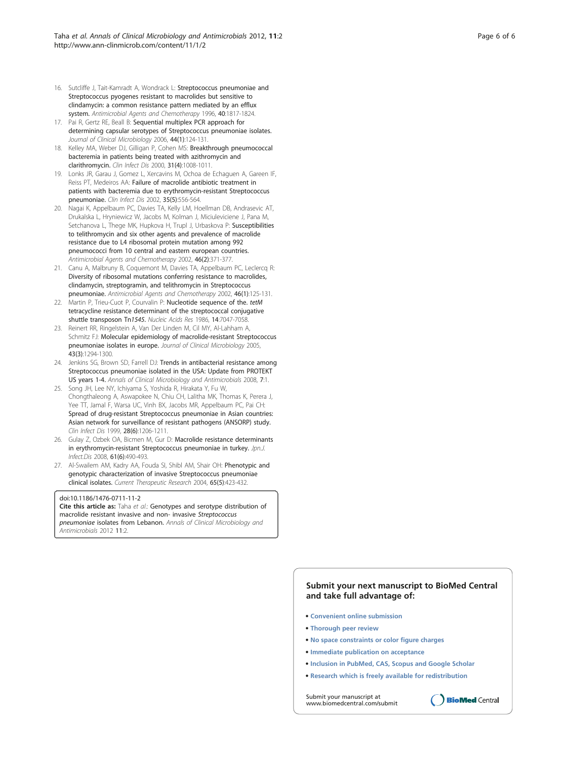16. Sutcliffe J, Tait-Kamradt A, Wondrack L: **Streptococcus pneumoniae and Streptococcus pyogenes resistant to macrolides but sensitive to clindamycin: a common resistance pattern mediated by an efflux system.** *Antimicrobial Agents and Chemotherapy* 1996, **40**:1817-1824.
17. Pai R, Gertz RE, Beall B: **Sequential multiplex PCR approach for determining capsular serotypes of Streptococcus pneumoniae isolates.** *Journal of Clinical Microbiology* 2006, **44(1)**:124-131.
18. Kelley MA, Weber DJ, Gilligan P, Cohen MS: **Breakthrough pneumococcal bacteremia in patients being treated with azithromycin and clarithromycin.** *Clin Infect Dis* 2000, **31(4)**:1008-1011.
19. Lonks JR, Garau J, Gomez L, Xercavins M, Ochoa de Echaguen A, Gareen IF, Reiss PT, Medeiros AA: **Failure of macrolide antibiotic treatment in patients with bacteremia due to erythromycin-resistant Streptococcus pneumoniae.** *Clin Infect Dis* 2002, **35(5)**:556-564.
20. Nagai K, Appelbaum PC, Davies TA, Kelly LM, Hoellman DB, Andrasevic AT, Drukalska L, Hryniewicz W, Jacobs M, Kolman J, Miciuleviciene J, Pana M, Setchanova L, Thege MK, Hupkova H, Trupl J, Urbaskova P: **Susceptibilities to telithromycin and six other agents and prevalence of macrolide resistance due to L4 ribosomal protein mutation among 992 pneumococci from 10 central and eastern european countries.** *Antimicrobial Agents and Chemotherapy* 2002, **46(2)**:371-377.
21. Canu A, Malbruny B, Coquemont M, Davies TA, Appelbaum PC, Leclercq R: **Diversity of ribosomal mutations conferring resistance to macrolides, clindamycin, streptogramin, and telithromycin in Streptococcus pneumoniae.** *Antimicrobial Agents and Chemotherapy* 2002, **46(1)**:125-131.
22. Martin P, Trieu-Cuot P, Courvalin P: **Nucleotide sequence of the. *tetM* tetracycline resistance determinant of the streptococcal conjugative shuttle transposon Tn*1545*.** *Nucleic Acids Res* 1986, **14**:7047-7058.
23. Reinert RR, Ringelstein A, Van Der Linden M, Cil MY, Al-Lahham A, Schmitz FJ: **Molecular epidemiology of macrolide-resistant Streptococcus pneumoniae isolates in europe.** *Journal of Clinical Microbiology* 2005, **43(3)**:1294-1300.
24. Jenkins SG, Brown SD, Farrell DJ: **Trends in antibacterial resistance among Streptococcus pneumoniae isolated in the USA: Update from PROTEKT US years 1-4.** *Annals of Clinical Microbiology and Antimicrobials* 2008, **7**:1.
25. Song JH, Lee NY, Ichiyama S, Yoshida R, Hirakata Y, Fu W, Chongthaleong A, Aswapokee N, Chiu CH, Lalitha MK, Thomas K, Perera J, Yee TT, Jamal F, Warsa UC, Vinh BX, Jacobs MR, Appelbaum PC, Pai CH: **Spread of drug-resistant Streptococcus pneumoniae in Asian countries: Asian network for surveillance of resistant pathogens (ANSORP) study.** *Clin Infect Dis* 1999, **28(6)**:1206-1211.
26. Gulay Z, Ozbek OA, Bicmen M, Gur D: **Macrolide resistance determinants in erythromycin-resistant Streptococcus pneumoniae in turkey.** *Jpn.J. Infect.Dis* 2008, **61(6)**:490-493.
27. Al-Swailem AM, Kadry AA, Fouda SI, Shibl AM, Shair OH: **Phenotypic and genotypic characterization of invasive Streptococcus pneumoniae clinical isolates.** *Current Therapeutic Research* 2004, **65(5)**:423-432.

doi:10.1186/1476-0711-11-2
**Cite this article as:** Taha *et al.*: Genotypes and serotype distribution of macrolide resistant invasive and non- invasive *Streptococcus pneumoniae* isolates from Lebanon. *Annals of Clinical Microbiology and Antimicrobials* 2012 **11**:2.

**Submit your next manuscript to BioMed Central and take full advantage of:**

- Convenient online submission
- Thorough peer review
- No space constraints or color figure charges
- Immediate publication on acceptance
- Inclusion in PubMed, CAS, Scopus and Google Scholar
- Research which is freely available for redistribution

Submit your manuscript at
www.biomedcentral.com/submit

BioMed Central